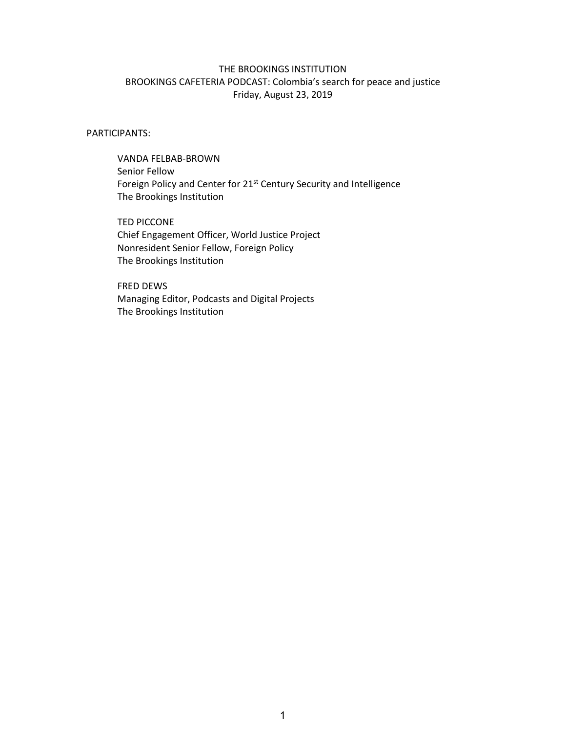THE BROOKINGS INSTITUTION

BROOKINGS CAFETERIA PODCAST: Colombia's search for peace and justice

Friday, August 23, 2019

PARTICIPANTS:

VANDA FELBAB-BROWN
Senior Fellow
Foreign Policy and Center for 21st Century Security and Intelligence
The Brookings Institution

TED PICCONE
Chief Engagement Officer, World Justice Project
Nonresident Senior Fellow, Foreign Policy
The Brookings Institution

FRED DEWS
Managing Editor, Podcasts and Digital Projects
The Brookings Institution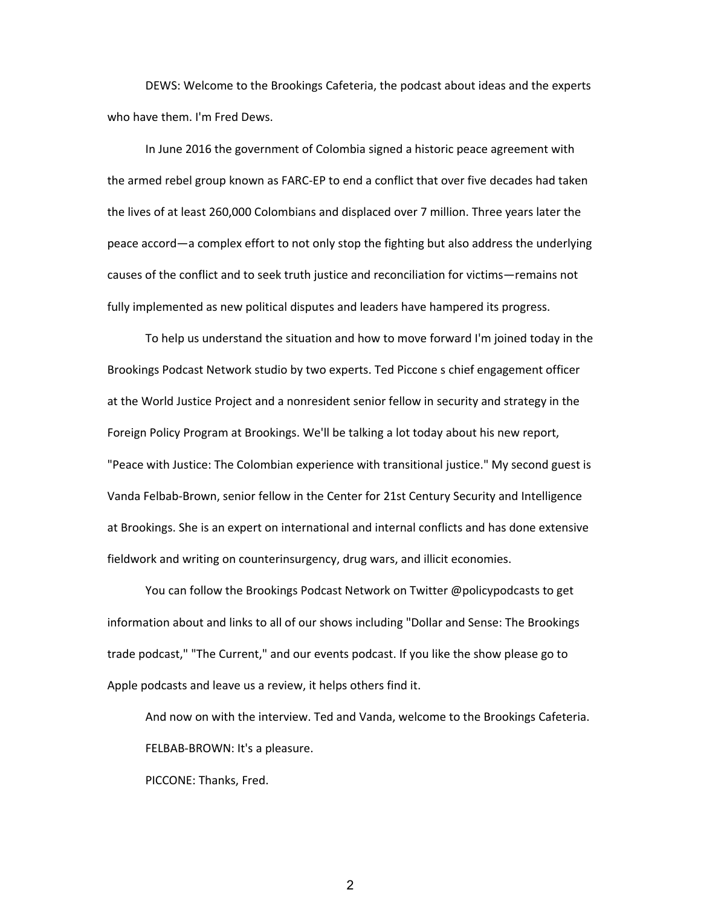DEWS: Welcome to the Brookings Cafeteria, the podcast about ideas and the experts who have them. I'm Fred Dews.

In June 2016 the government of Colombia signed a historic peace agreement with the armed rebel group known as FARC-EP to end a conflict that over five decades had taken the lives of at least 260,000 Colombians and displaced over 7 million. Three years later the peace accord—a complex effort to not only stop the fighting but also address the underlying causes of the conflict and to seek truth justice and reconciliation for victims—remains not fully implemented as new political disputes and leaders have hampered its progress.

To help us understand the situation and how to move forward I'm joined today in the Brookings Podcast Network studio by two experts. Ted Piccone s chief engagement officer at the World Justice Project and a nonresident senior fellow in security and strategy in the Foreign Policy Program at Brookings. We'll be talking a lot today about his new report, "Peace with Justice: The Colombian experience with transitional justice." My second guest is Vanda Felbab-Brown, senior fellow in the Center for 21st Century Security and Intelligence at Brookings. She is an expert on international and internal conflicts and has done extensive fieldwork and writing on counterinsurgency, drug wars, and illicit economies.

You can follow the Brookings Podcast Network on Twitter @policypodcasts to get information about and links to all of our shows including "Dollar and Sense: The Brookings trade podcast," "The Current," and our events podcast. If you like the show please go to Apple podcasts and leave us a review, it helps others find it.

And now on with the interview. Ted and Vanda, welcome to the Brookings Cafeteria.

FELBAB-BROWN: It's a pleasure.

PICCONE: Thanks, Fred.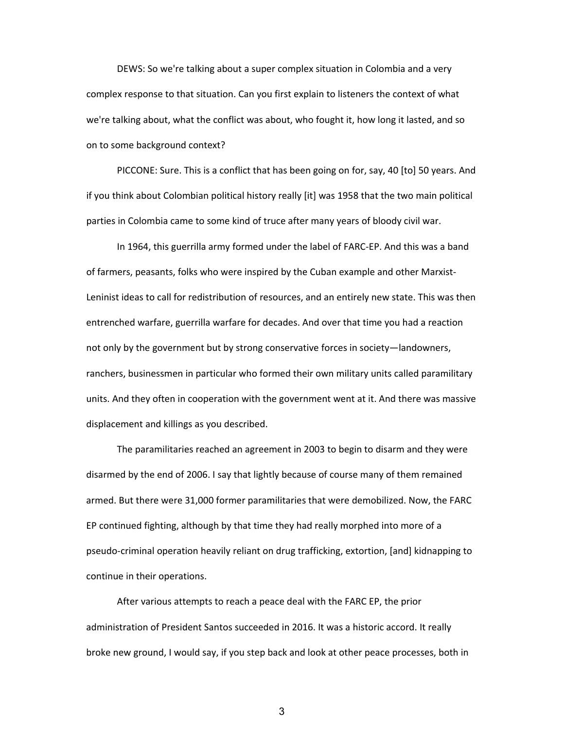DEWS: So we're talking about a super complex situation in Colombia and a very complex response to that situation. Can you first explain to listeners the context of what we're talking about, what the conflict was about, who fought it, how long it lasted, and so on to some background context?

PICCONE: Sure. This is a conflict that has been going on for, say, 40 [to] 50 years. And if you think about Colombian political history really [it] was 1958 that the two main political parties in Colombia came to some kind of truce after many years of bloody civil war.

In 1964, this guerrilla army formed under the label of FARC-EP. And this was a band of farmers, peasants, folks who were inspired by the Cuban example and other Marxist-Leninist ideas to call for redistribution of resources, and an entirely new state. This was then entrenched warfare, guerrilla warfare for decades. And over that time you had a reaction not only by the government but by strong conservative forces in society—landowners, ranchers, businessmen in particular who formed their own military units called paramilitary units. And they often in cooperation with the government went at it. And there was massive displacement and killings as you described.

The paramilitaries reached an agreement in 2003 to begin to disarm and they were disarmed by the end of 2006. I say that lightly because of course many of them remained armed. But there were 31,000 former paramilitaries that were demobilized. Now, the FARC EP continued fighting, although by that time they had really morphed into more of a pseudo-criminal operation heavily reliant on drug trafficking, extortion, [and] kidnapping to continue in their operations.

After various attempts to reach a peace deal with the FARC EP, the prior administration of President Santos succeeded in 2016. It was a historic accord. It really broke new ground, I would say, if you step back and look at other peace processes, both in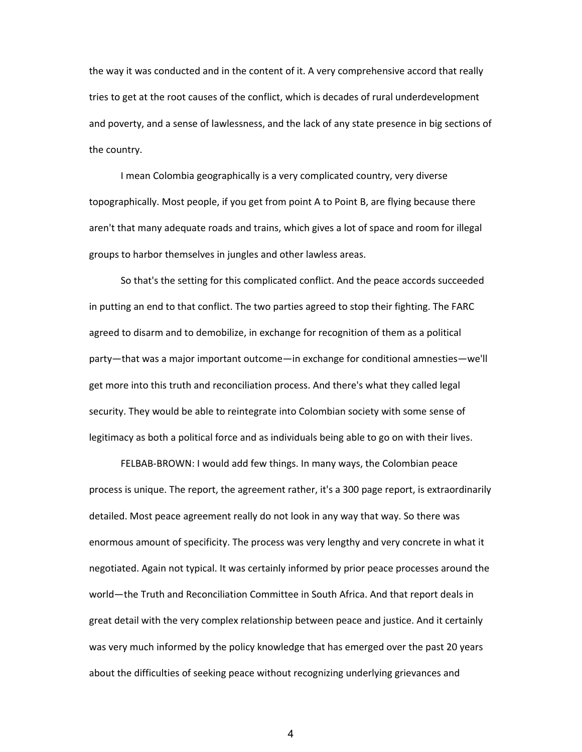the way it was conducted and in the content of it. A very comprehensive accord that really tries to get at the root causes of the conflict, which is decades of rural underdevelopment and poverty, and a sense of lawlessness, and the lack of any state presence in big sections of the country.

I mean Colombia geographically is a very complicated country, very diverse topographically. Most people, if you get from point A to Point B, are flying because there aren't that many adequate roads and trains, which gives a lot of space and room for illegal groups to harbor themselves in jungles and other lawless areas.

So that's the setting for this complicated conflict. And the peace accords succeeded in putting an end to that conflict. The two parties agreed to stop their fighting. The FARC agreed to disarm and to demobilize, in exchange for recognition of them as a political party—that was a major important outcome—in exchange for conditional amnesties—we'll get more into this truth and reconciliation process. And there's what they called legal security. They would be able to reintegrate into Colombian society with some sense of legitimacy as both a political force and as individuals being able to go on with their lives.

FELBAB-BROWN: I would add few things. In many ways, the Colombian peace process is unique. The report, the agreement rather, it's a 300 page report, is extraordinarily detailed. Most peace agreement really do not look in any way that way. So there was enormous amount of specificity. The process was very lengthy and very concrete in what it negotiated. Again not typical. It was certainly informed by prior peace processes around the world—the Truth and Reconciliation Committee in South Africa. And that report deals in great detail with the very complex relationship between peace and justice. And it certainly was very much informed by the policy knowledge that has emerged over the past 20 years about the difficulties of seeking peace without recognizing underlying grievances and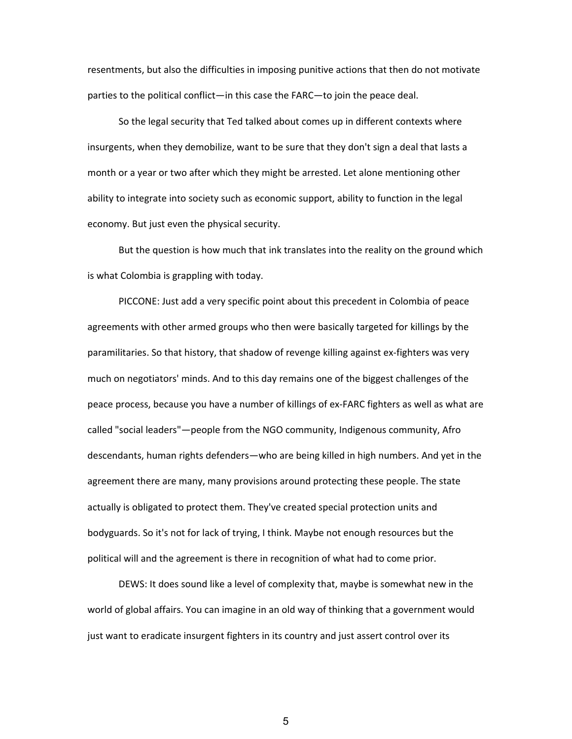resentments, but also the difficulties in imposing punitive actions that then do not motivate parties to the political conflict—in this case the FARC—to join the peace deal.

So the legal security that Ted talked about comes up in different contexts where insurgents, when they demobilize, want to be sure that they don't sign a deal that lasts a month or a year or two after which they might be arrested. Let alone mentioning other ability to integrate into society such as economic support, ability to function in the legal economy. But just even the physical security.

But the question is how much that ink translates into the reality on the ground which is what Colombia is grappling with today.

PICCONE: Just add a very specific point about this precedent in Colombia of peace agreements with other armed groups who then were basically targeted for killings by the paramilitaries. So that history, that shadow of revenge killing against ex-fighters was very much on negotiators' minds. And to this day remains one of the biggest challenges of the peace process, because you have a number of killings of ex-FARC fighters as well as what are called "social leaders"—people from the NGO community, Indigenous community, Afro descendants, human rights defenders—who are being killed in high numbers. And yet in the agreement there are many, many provisions around protecting these people. The state actually is obligated to protect them. They've created special protection units and bodyguards. So it's not for lack of trying, I think. Maybe not enough resources but the political will and the agreement is there in recognition of what had to come prior.

DEWS: It does sound like a level of complexity that, maybe is somewhat new in the world of global affairs. You can imagine in an old way of thinking that a government would just want to eradicate insurgent fighters in its country and just assert control over its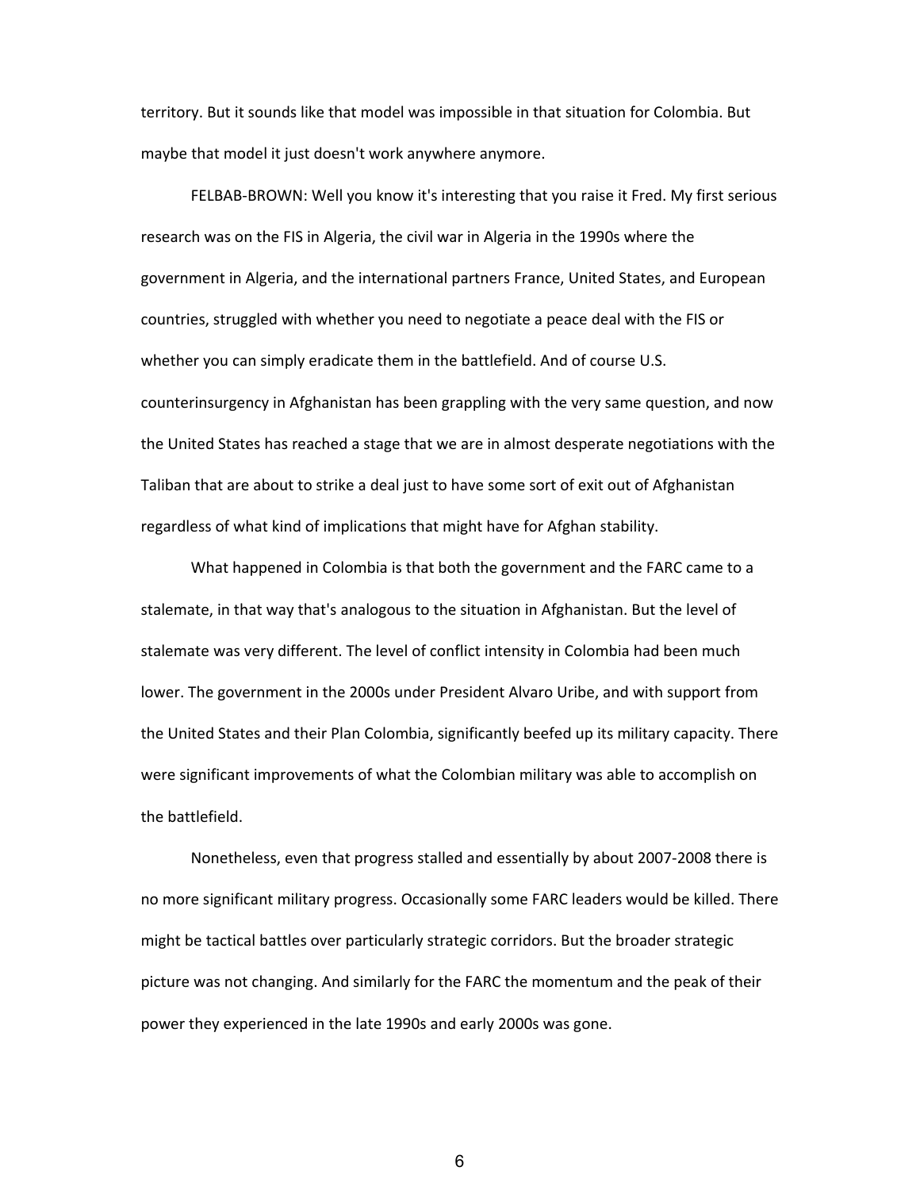territory. But it sounds like that model was impossible in that situation for Colombia. But maybe that model it just doesn't work anywhere anymore.

FELBAB-BROWN: Well you know it's interesting that you raise it Fred. My first serious research was on the FIS in Algeria, the civil war in Algeria in the 1990s where the government in Algeria, and the international partners France, United States, and European countries, struggled with whether you need to negotiate a peace deal with the FIS or whether you can simply eradicate them in the battlefield. And of course U.S. counterinsurgency in Afghanistan has been grappling with the very same question, and now the United States has reached a stage that we are in almost desperate negotiations with the Taliban that are about to strike a deal just to have some sort of exit out of Afghanistan regardless of what kind of implications that might have for Afghan stability.

What happened in Colombia is that both the government and the FARC came to a stalemate, in that way that's analogous to the situation in Afghanistan. But the level of stalemate was very different. The level of conflict intensity in Colombia had been much lower. The government in the 2000s under President Alvaro Uribe, and with support from the United States and their Plan Colombia, significantly beefed up its military capacity. There were significant improvements of what the Colombian military was able to accomplish on the battlefield.

Nonetheless, even that progress stalled and essentially by about 2007-2008 there is no more significant military progress. Occasionally some FARC leaders would be killed. There might be tactical battles over particularly strategic corridors. But the broader strategic picture was not changing. And similarly for the FARC the momentum and the peak of their power they experienced in the late 1990s and early 2000s was gone.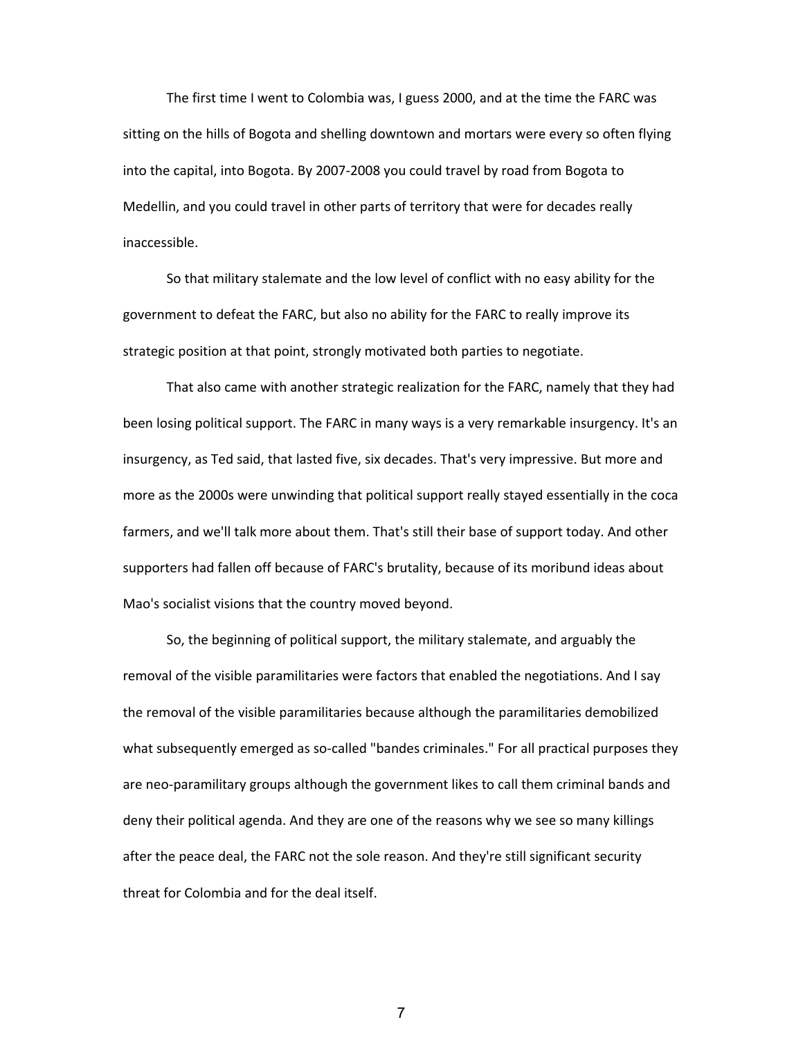The first time I went to Colombia was, I guess 2000, and at the time the FARC was sitting on the hills of Bogota and shelling downtown and mortars were every so often flying into the capital, into Bogota. By 2007-2008 you could travel by road from Bogota to Medellin, and you could travel in other parts of territory that were for decades really inaccessible.

So that military stalemate and the low level of conflict with no easy ability for the government to defeat the FARC, but also no ability for the FARC to really improve its strategic position at that point, strongly motivated both parties to negotiate.

That also came with another strategic realization for the FARC, namely that they had been losing political support. The FARC in many ways is a very remarkable insurgency. It's an insurgency, as Ted said, that lasted five, six decades. That's very impressive. But more and more as the 2000s were unwinding that political support really stayed essentially in the coca farmers, and we'll talk more about them. That's still their base of support today. And other supporters had fallen off because of FARC's brutality, because of its moribund ideas about Mao's socialist visions that the country moved beyond.

So, the beginning of political support, the military stalemate, and arguably the removal of the visible paramilitaries were factors that enabled the negotiations. And I say the removal of the visible paramilitaries because although the paramilitaries demobilized what subsequently emerged as so-called "bandes criminales." For all practical purposes they are neo-paramilitary groups although the government likes to call them criminal bands and deny their political agenda. And they are one of the reasons why we see so many killings after the peace deal, the FARC not the sole reason. And they're still significant security threat for Colombia and for the deal itself.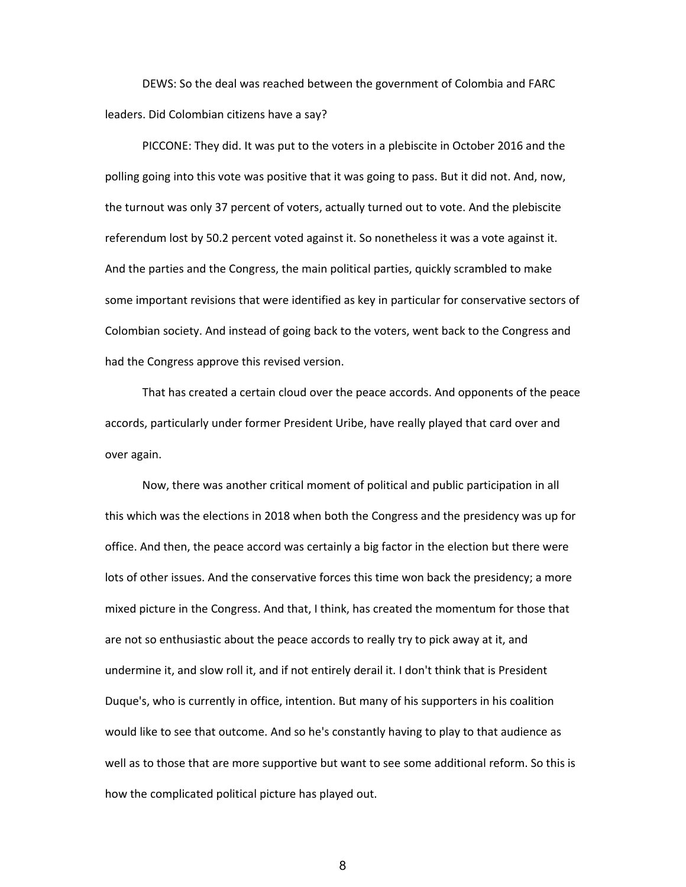DEWS: So the deal was reached between the government of Colombia and FARC leaders. Did Colombian citizens have a say?

PICCONE: They did. It was put to the voters in a plebiscite in October 2016 and the polling going into this vote was positive that it was going to pass. But it did not. And, now, the turnout was only 37 percent of voters, actually turned out to vote. And the plebiscite referendum lost by 50.2 percent voted against it. So nonetheless it was a vote against it. And the parties and the Congress, the main political parties, quickly scrambled to make some important revisions that were identified as key in particular for conservative sectors of Colombian society. And instead of going back to the voters, went back to the Congress and had the Congress approve this revised version.

That has created a certain cloud over the peace accords. And opponents of the peace accords, particularly under former President Uribe, have really played that card over and over again.

Now, there was another critical moment of political and public participation in all this which was the elections in 2018 when both the Congress and the presidency was up for office. And then, the peace accord was certainly a big factor in the election but there were lots of other issues. And the conservative forces this time won back the presidency; a more mixed picture in the Congress. And that, I think, has created the momentum for those that are not so enthusiastic about the peace accords to really try to pick away at it, and undermine it, and slow roll it, and if not entirely derail it. I don't think that is President Duque's, who is currently in office, intention. But many of his supporters in his coalition would like to see that outcome. And so he's constantly having to play to that audience as well as to those that are more supportive but want to see some additional reform. So this is how the complicated political picture has played out.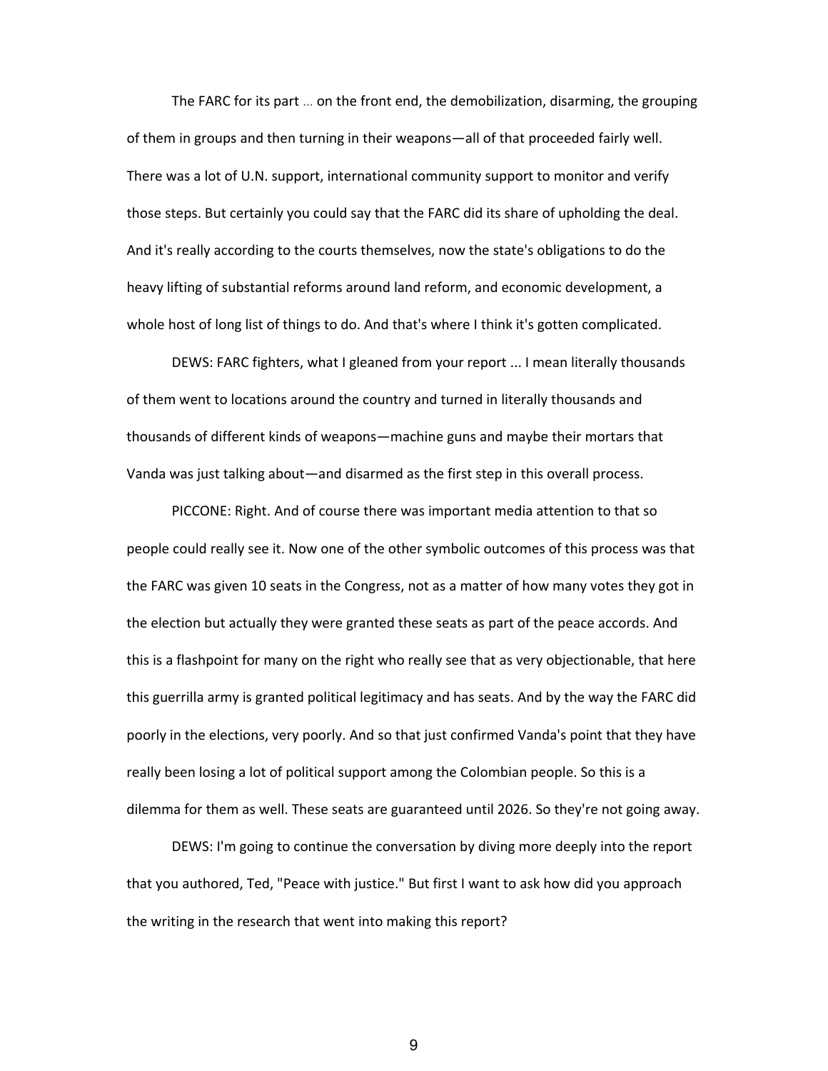The FARC for its part … on the front end, the demobilization, disarming, the grouping of them in groups and then turning in their weapons—all of that proceeded fairly well. There was a lot of U.N. support, international community support to monitor and verify those steps. But certainly you could say that the FARC did its share of upholding the deal. And it's really according to the courts themselves, now the state's obligations to do the heavy lifting of substantial reforms around land reform, and economic development, a whole host of long list of things to do. And that's where I think it's gotten complicated.

DEWS: FARC fighters, what I gleaned from your report ... I mean literally thousands of them went to locations around the country and turned in literally thousands and thousands of different kinds of weapons—machine guns and maybe their mortars that Vanda was just talking about—and disarmed as the first step in this overall process.

PICCONE: Right. And of course there was important media attention to that so people could really see it. Now one of the other symbolic outcomes of this process was that the FARC was given 10 seats in the Congress, not as a matter of how many votes they got in the election but actually they were granted these seats as part of the peace accords. And this is a flashpoint for many on the right who really see that as very objectionable, that here this guerrilla army is granted political legitimacy and has seats. And by the way the FARC did poorly in the elections, very poorly. And so that just confirmed Vanda's point that they have really been losing a lot of political support among the Colombian people. So this is a dilemma for them as well. These seats are guaranteed until 2026. So they're not going away.

DEWS: I'm going to continue the conversation by diving more deeply into the report that you authored, Ted, "Peace with justice." But first I want to ask how did you approach the writing in the research that went into making this report?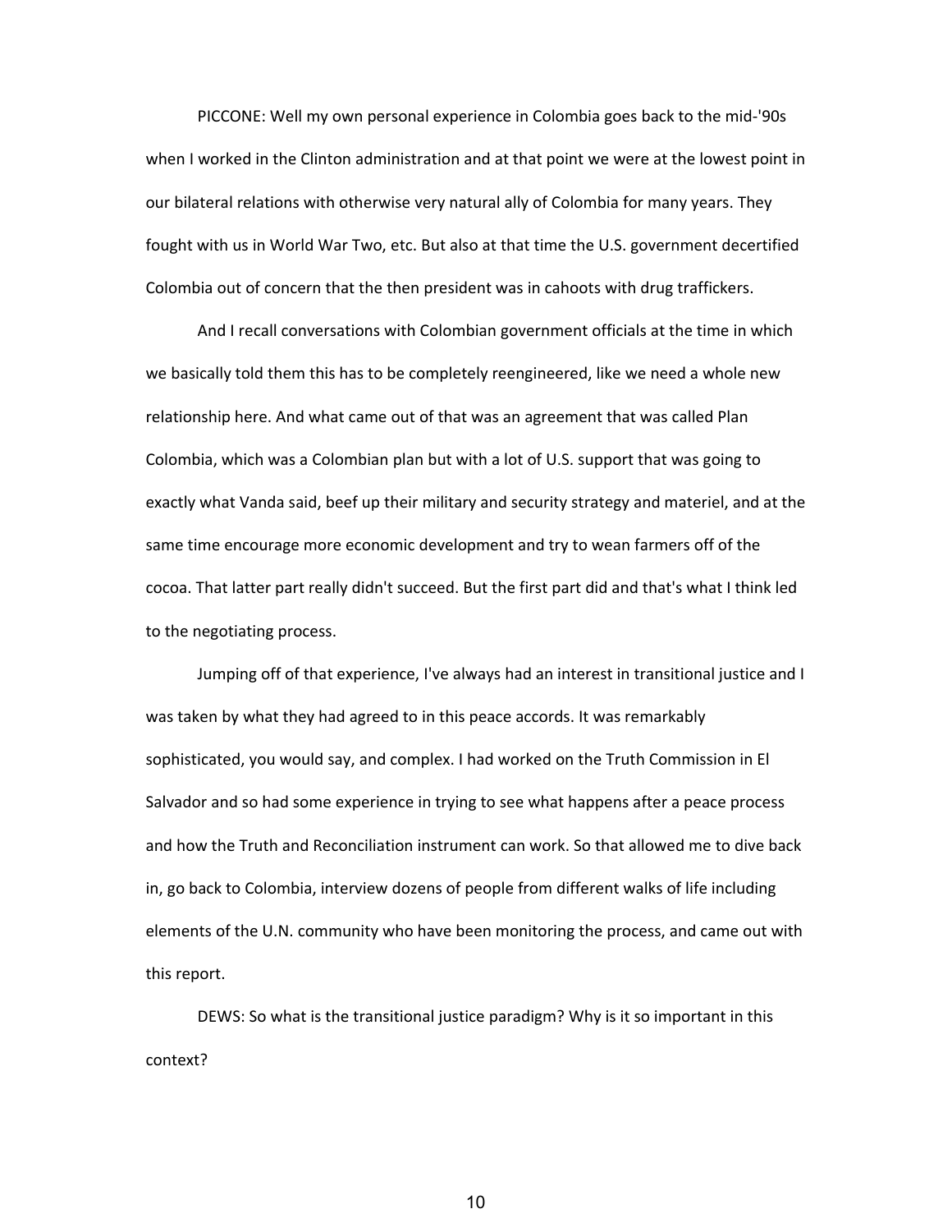PICCONE: Well my own personal experience in Colombia goes back to the mid-'90s when I worked in the Clinton administration and at that point we were at the lowest point in our bilateral relations with otherwise very natural ally of Colombia for many years. They fought with us in World War Two, etc. But also at that time the U.S. government decertified Colombia out of concern that the then president was in cahoots with drug traffickers.

And I recall conversations with Colombian government officials at the time in which we basically told them this has to be completely reengineered, like we need a whole new relationship here. And what came out of that was an agreement that was called Plan Colombia, which was a Colombian plan but with a lot of U.S. support that was going to exactly what Vanda said, beef up their military and security strategy and materiel, and at the same time encourage more economic development and try to wean farmers off of the cocoa. That latter part really didn't succeed. But the first part did and that's what I think led to the negotiating process.

Jumping off of that experience, I've always had an interest in transitional justice and I was taken by what they had agreed to in this peace accords. It was remarkably sophisticated, you would say, and complex. I had worked on the Truth Commission in El Salvador and so had some experience in trying to see what happens after a peace process and how the Truth and Reconciliation instrument can work. So that allowed me to dive back in, go back to Colombia, interview dozens of people from different walks of life including elements of the U.N. community who have been monitoring the process, and came out with this report.

DEWS: So what is the transitional justice paradigm? Why is it so important in this context?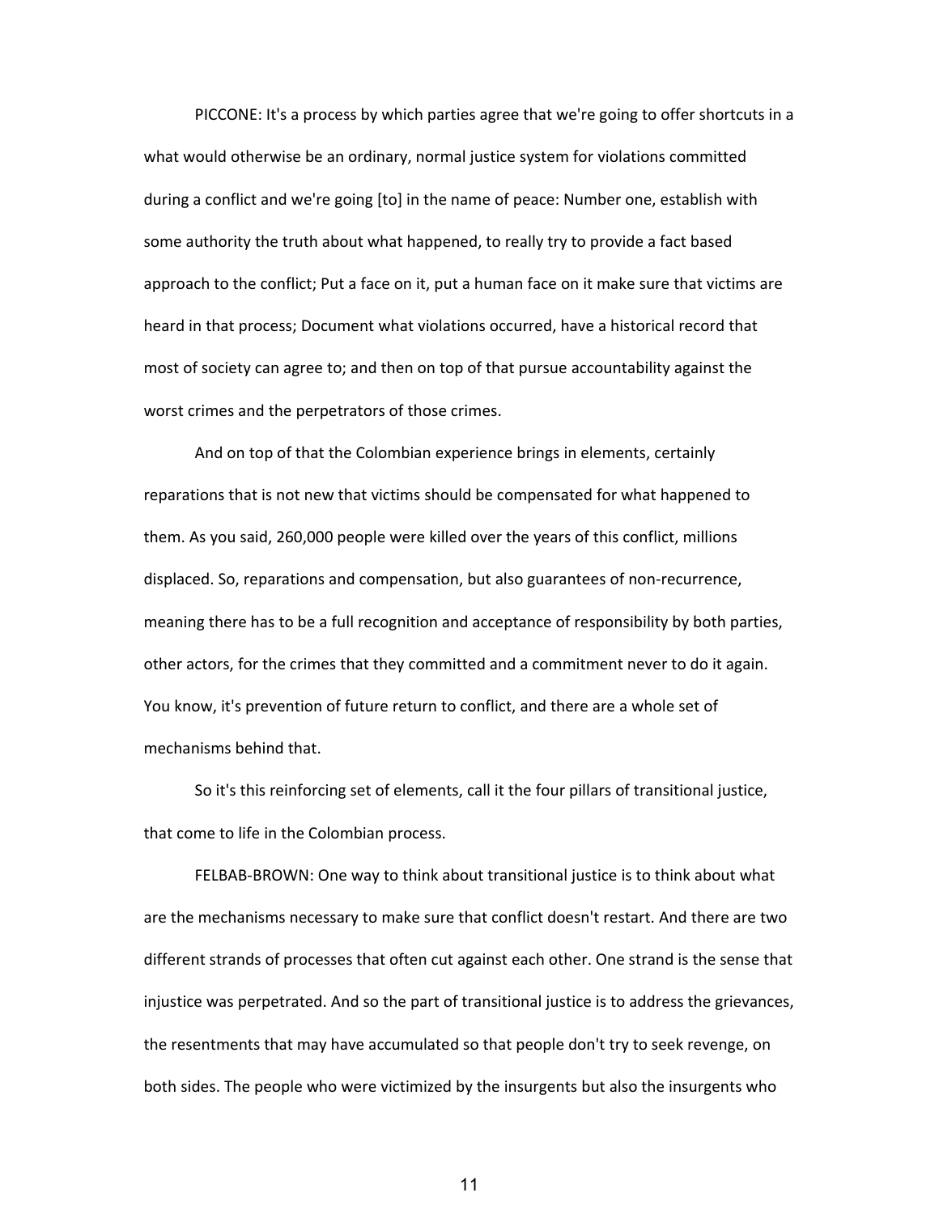PICCONE: It's a process by which parties agree that we're going to offer shortcuts in a what would otherwise be an ordinary, normal justice system for violations committed during a conflict and we're going [to] in the name of peace: Number one, establish with some authority the truth about what happened, to really try to provide a fact based approach to the conflict; Put a face on it, put a human face on it make sure that victims are heard in that process; Document what violations occurred, have a historical record that most of society can agree to; and then on top of that pursue accountability against the worst crimes and the perpetrators of those crimes.

And on top of that the Colombian experience brings in elements, certainly reparations that is not new that victims should be compensated for what happened to them. As you said, 260,000 people were killed over the years of this conflict, millions displaced. So, reparations and compensation, but also guarantees of non-recurrence, meaning there has to be a full recognition and acceptance of responsibility by both parties, other actors, for the crimes that they committed and a commitment never to do it again. You know, it's prevention of future return to conflict, and there are a whole set of mechanisms behind that.

So it's this reinforcing set of elements, call it the four pillars of transitional justice, that come to life in the Colombian process.

FELBAB-BROWN: One way to think about transitional justice is to think about what are the mechanisms necessary to make sure that conflict doesn't restart. And there are two different strands of processes that often cut against each other. One strand is the sense that injustice was perpetrated. And so the part of transitional justice is to address the grievances, the resentments that may have accumulated so that people don't try to seek revenge, on both sides. The people who were victimized by the insurgents but also the insurgents who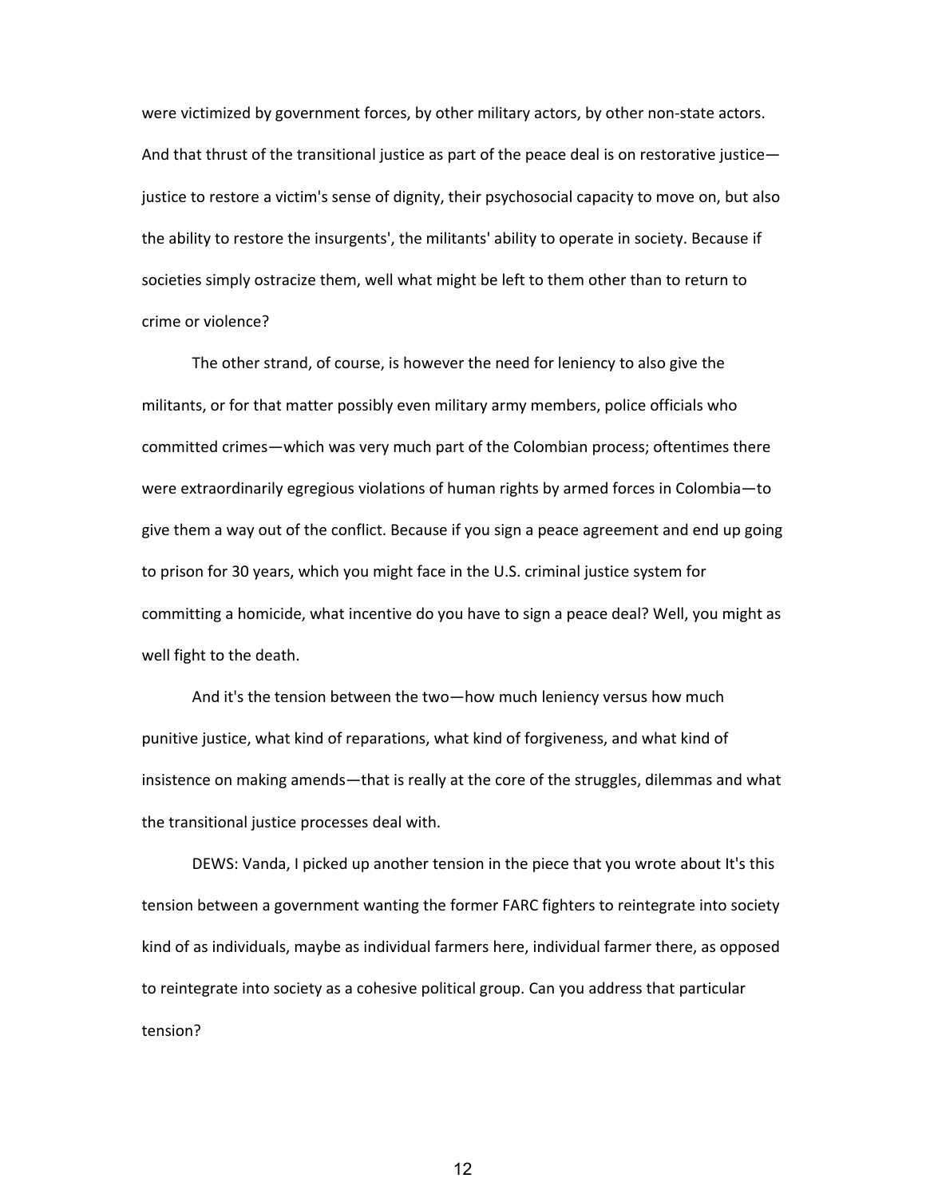were victimized by government forces, by other military actors, by other non-state actors. And that thrust of the transitional justice as part of the peace deal is on restorative justice—justice to restore a victim's sense of dignity, their psychosocial capacity to move on, but also the ability to restore the insurgents', the militants' ability to operate in society. Because if societies simply ostracize them, well what might be left to them other than to return to crime or violence?

The other strand, of course, is however the need for leniency to also give the militants, or for that matter possibly even military army members, police officials who committed crimes—which was very much part of the Colombian process; oftentimes there were extraordinarily egregious violations of human rights by armed forces in Colombia—to give them a way out of the conflict. Because if you sign a peace agreement and end up going to prison for 30 years, which you might face in the U.S. criminal justice system for committing a homicide, what incentive do you have to sign a peace deal? Well, you might as well fight to the death.

And it's the tension between the two—how much leniency versus how much punitive justice, what kind of reparations, what kind of forgiveness, and what kind of insistence on making amends—that is really at the core of the struggles, dilemmas and what the transitional justice processes deal with.

DEWS: Vanda, I picked up another tension in the piece that you wrote about It's this tension between a government wanting the former FARC fighters to reintegrate into society kind of as individuals, maybe as individual farmers here, individual farmer there, as opposed to reintegrate into society as a cohesive political group. Can you address that particular tension?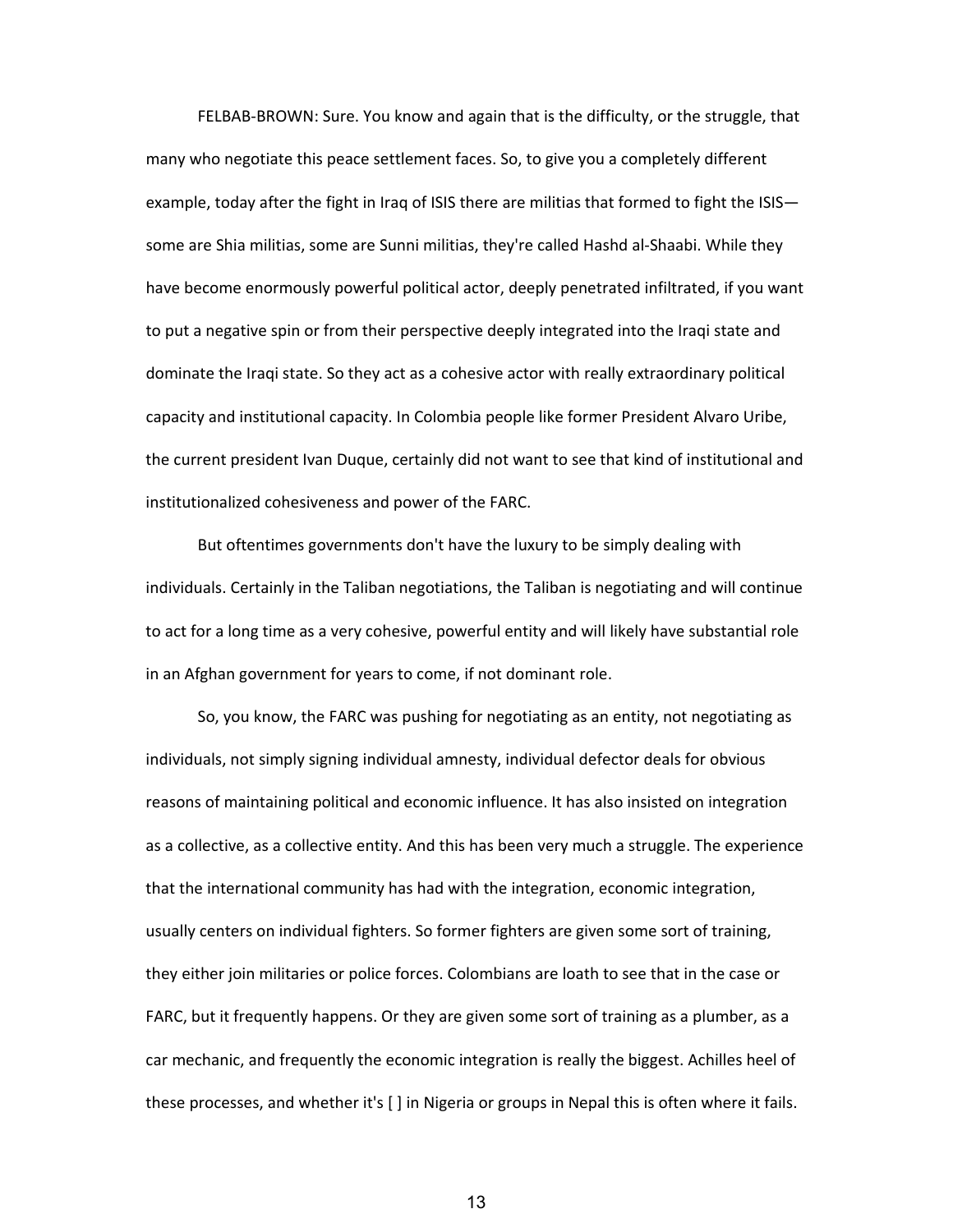FELBAB-BROWN: Sure. You know and again that is the difficulty, or the struggle, that many who negotiate this peace settlement faces. So, to give you a completely different example, today after the fight in Iraq of ISIS there are militias that formed to fight the ISIS—some are Shia militias, some are Sunni militias, they're called Hashd al-Shaabi. While they have become enormously powerful political actor, deeply penetrated infiltrated, if you want to put a negative spin or from their perspective deeply integrated into the Iraqi state and dominate the Iraqi state. So they act as a cohesive actor with really extraordinary political capacity and institutional capacity. In Colombia people like former President Alvaro Uribe, the current president Ivan Duque, certainly did not want to see that kind of institutional and institutionalized cohesiveness and power of the FARC.

But oftentimes governments don't have the luxury to be simply dealing with individuals. Certainly in the Taliban negotiations, the Taliban is negotiating and will continue to act for a long time as a very cohesive, powerful entity and will likely have substantial role in an Afghan government for years to come, if not dominant role.

So, you know, the FARC was pushing for negotiating as an entity, not negotiating as individuals, not simply signing individual amnesty, individual defector deals for obvious reasons of maintaining political and economic influence. It has also insisted on integration as a collective, as a collective entity. And this has been very much a struggle. The experience that the international community has had with the integration, economic integration, usually centers on individual fighters. So former fighters are given some sort of training, they either join militaries or police forces. Colombians are loath to see that in the case or FARC, but it frequently happens. Or they are given some sort of training as a plumber, as a car mechanic, and frequently the economic integration is really the biggest. Achilles heel of these processes, and whether it's [ ] in Nigeria or groups in Nepal this is often where it fails.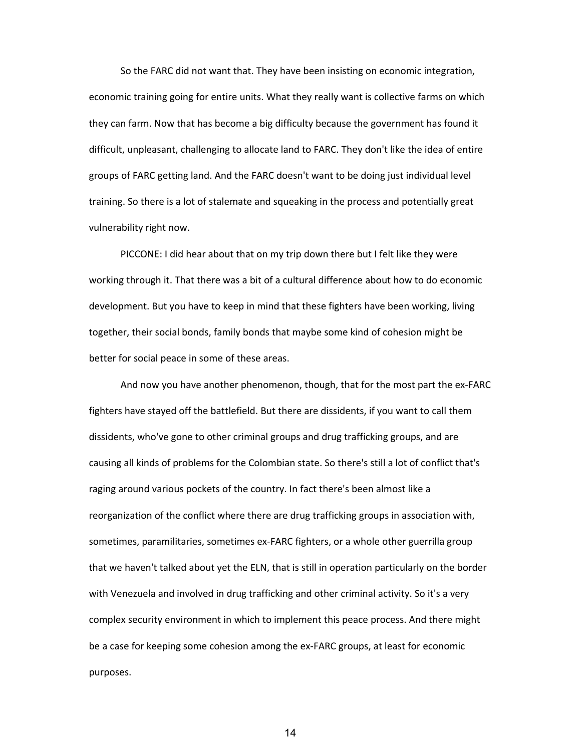So the FARC did not want that. They have been insisting on economic integration, economic training going for entire units. What they really want is collective farms on which they can farm. Now that has become a big difficulty because the government has found it difficult, unpleasant, challenging to allocate land to FARC. They don't like the idea of entire groups of FARC getting land. And the FARC doesn't want to be doing just individual level training. So there is a lot of stalemate and squeaking in the process and potentially great vulnerability right now.

PICCONE: I did hear about that on my trip down there but I felt like they were working through it. That there was a bit of a cultural difference about how to do economic development. But you have to keep in mind that these fighters have been working, living together, their social bonds, family bonds that maybe some kind of cohesion might be better for social peace in some of these areas.

And now you have another phenomenon, though, that for the most part the ex-FARC fighters have stayed off the battlefield. But there are dissidents, if you want to call them dissidents, who've gone to other criminal groups and drug trafficking groups, and are causing all kinds of problems for the Colombian state. So there's still a lot of conflict that's raging around various pockets of the country. In fact there's been almost like a reorganization of the conflict where there are drug trafficking groups in association with, sometimes, paramilitaries, sometimes ex-FARC fighters, or a whole other guerrilla group that we haven't talked about yet the ELN, that is still in operation particularly on the border with Venezuela and involved in drug trafficking and other criminal activity. So it's a very complex security environment in which to implement this peace process. And there might be a case for keeping some cohesion among the ex-FARC groups, at least for economic purposes.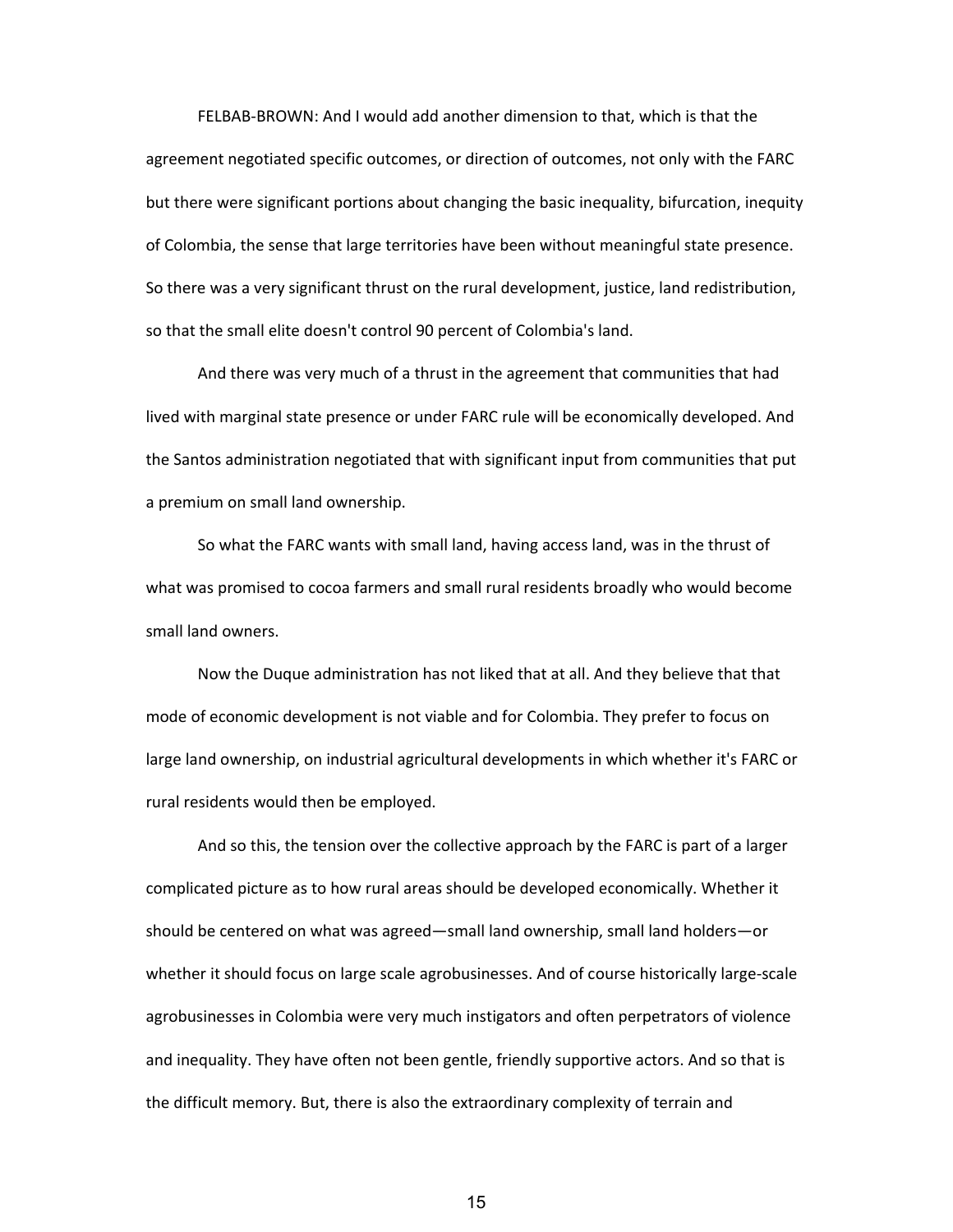FELBAB-BROWN: And I would add another dimension to that, which is that the agreement negotiated specific outcomes, or direction of outcomes, not only with the FARC but there were significant portions about changing the basic inequality, bifurcation, inequity of Colombia, the sense that large territories have been without meaningful state presence. So there was a very significant thrust on the rural development, justice, land redistribution, so that the small elite doesn't control 90 percent of Colombia's land.

And there was very much of a thrust in the agreement that communities that had lived with marginal state presence or under FARC rule will be economically developed. And the Santos administration negotiated that with significant input from communities that put a premium on small land ownership.

So what the FARC wants with small land, having access land, was in the thrust of what was promised to cocoa farmers and small rural residents broadly who would become small land owners.

Now the Duque administration has not liked that at all. And they believe that that mode of economic development is not viable and for Colombia. They prefer to focus on large land ownership, on industrial agricultural developments in which whether it's FARC or rural residents would then be employed.

And so this, the tension over the collective approach by the FARC is part of a larger complicated picture as to how rural areas should be developed economically. Whether it should be centered on what was agreed—small land ownership, small land holders—or whether it should focus on large scale agrobusinesses. And of course historically large-scale agrobusinesses in Colombia were very much instigators and often perpetrators of violence and inequality. They have often not been gentle, friendly supportive actors. And so that is the difficult memory. But, there is also the extraordinary complexity of terrain and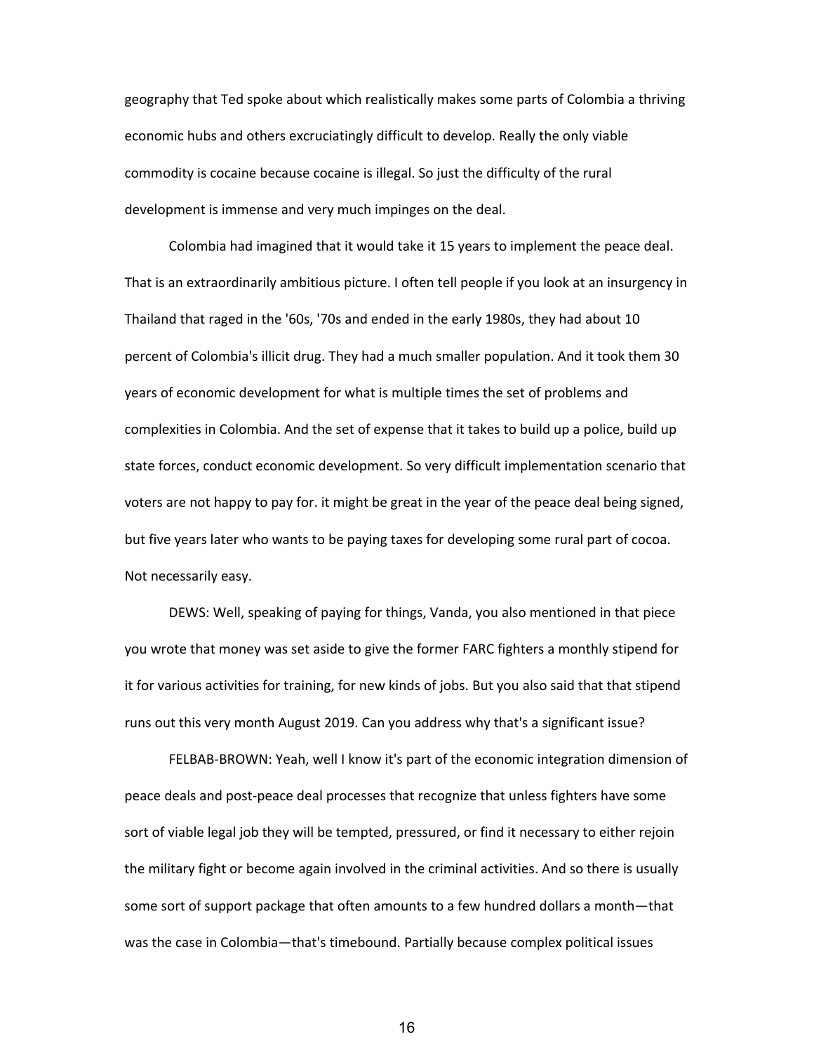geography that Ted spoke about which realistically makes some parts of Colombia a thriving economic hubs and others excruciatingly difficult to develop. Really the only viable commodity is cocaine because cocaine is illegal. So just the difficulty of the rural development is immense and very much impinges on the deal.

Colombia had imagined that it would take it 15 years to implement the peace deal. That is an extraordinarily ambitious picture. I often tell people if you look at an insurgency in Thailand that raged in the '60s, '70s and ended in the early 1980s, they had about 10 percent of Colombia's illicit drug. They had a much smaller population. And it took them 30 years of economic development for what is multiple times the set of problems and complexities in Colombia. And the set of expense that it takes to build up a police, build up state forces, conduct economic development. So very difficult implementation scenario that voters are not happy to pay for. it might be great in the year of the peace deal being signed, but five years later who wants to be paying taxes for developing some rural part of cocoa. Not necessarily easy.

DEWS: Well, speaking of paying for things, Vanda, you also mentioned in that piece you wrote that money was set aside to give the former FARC fighters a monthly stipend for it for various activities for training, for new kinds of jobs. But you also said that that stipend runs out this very month August 2019. Can you address why that's a significant issue?

FELBAB-BROWN: Yeah, well I know it's part of the economic integration dimension of peace deals and post-peace deal processes that recognize that unless fighters have some sort of viable legal job they will be tempted, pressured, or find it necessary to either rejoin the military fight or become again involved in the criminal activities. And so there is usually some sort of support package that often amounts to a few hundred dollars a month—that was the case in Colombia—that's timebound. Partially because complex political issues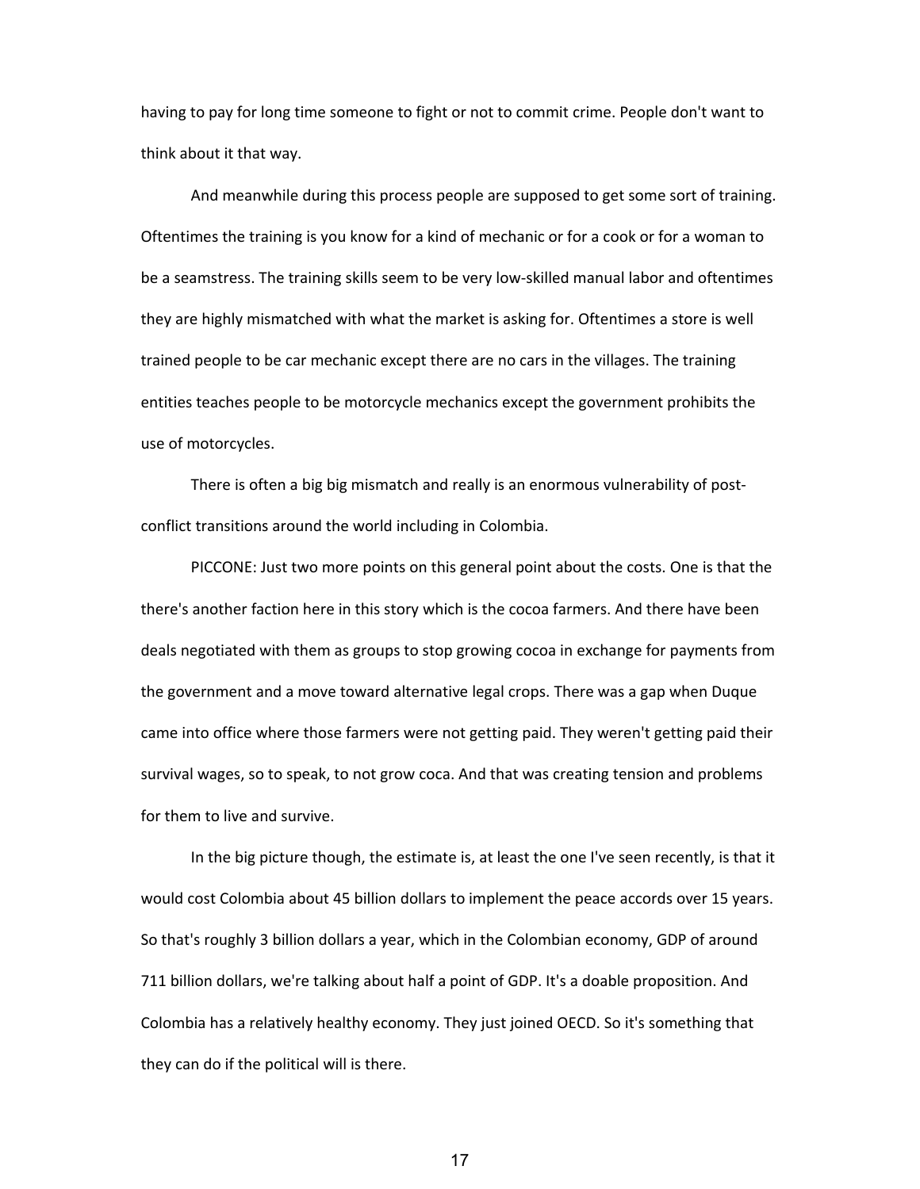having to pay for long time someone to fight or not to commit crime. People don't want to think about it that way.

And meanwhile during this process people are supposed to get some sort of training. Oftentimes the training is you know for a kind of mechanic or for a cook or for a woman to be a seamstress. The training skills seem to be very low-skilled manual labor and oftentimes they are highly mismatched with what the market is asking for. Oftentimes a store is well trained people to be car mechanic except there are no cars in the villages. The training entities teaches people to be motorcycle mechanics except the government prohibits the use of motorcycles.

There is often a big big mismatch and really is an enormous vulnerability of post-conflict transitions around the world including in Colombia.

PICCONE: Just two more points on this general point about the costs. One is that the there's another faction here in this story which is the cocoa farmers. And there have been deals negotiated with them as groups to stop growing cocoa in exchange for payments from the government and a move toward alternative legal crops. There was a gap when Duque came into office where those farmers were not getting paid. They weren't getting paid their survival wages, so to speak, to not grow coca. And that was creating tension and problems for them to live and survive.

In the big picture though, the estimate is, at least the one I've seen recently, is that it would cost Colombia about 45 billion dollars to implement the peace accords over 15 years. So that's roughly 3 billion dollars a year, which in the Colombian economy, GDP of around 711 billion dollars, we're talking about half a point of GDP. It's a doable proposition. And Colombia has a relatively healthy economy. They just joined OECD. So it's something that they can do if the political will is there.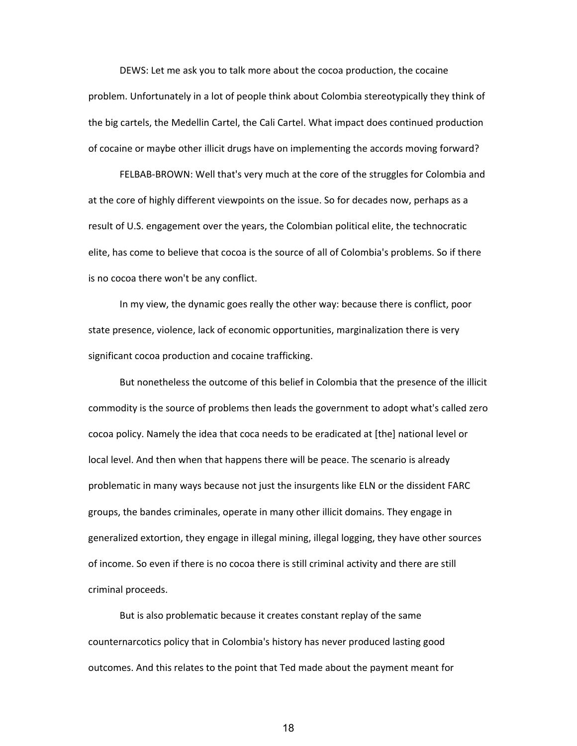DEWS: Let me ask you to talk more about the cocoa production, the cocaine problem. Unfortunately in a lot of people think about Colombia stereotypically they think of the big cartels, the Medellin Cartel, the Cali Cartel. What impact does continued production of cocaine or maybe other illicit drugs have on implementing the accords moving forward?

FELBAB-BROWN: Well that's very much at the core of the struggles for Colombia and at the core of highly different viewpoints on the issue. So for decades now, perhaps as a result of U.S. engagement over the years, the Colombian political elite, the technocratic elite, has come to believe that cocoa is the source of all of Colombia's problems. So if there is no cocoa there won't be any conflict.

In my view, the dynamic goes really the other way: because there is conflict, poor state presence, violence, lack of economic opportunities, marginalization there is very significant cocoa production and cocaine trafficking.

But nonetheless the outcome of this belief in Colombia that the presence of the illicit commodity is the source of problems then leads the government to adopt what's called zero cocoa policy. Namely the idea that coca needs to be eradicated at [the] national level or local level. And then when that happens there will be peace. The scenario is already problematic in many ways because not just the insurgents like ELN or the dissident FARC groups, the bandes criminales, operate in many other illicit domains. They engage in generalized extortion, they engage in illegal mining, illegal logging, they have other sources of income. So even if there is no cocoa there is still criminal activity and there are still criminal proceeds.

But is also problematic because it creates constant replay of the same counternarcotics policy that in Colombia's history has never produced lasting good outcomes. And this relates to the point that Ted made about the payment meant for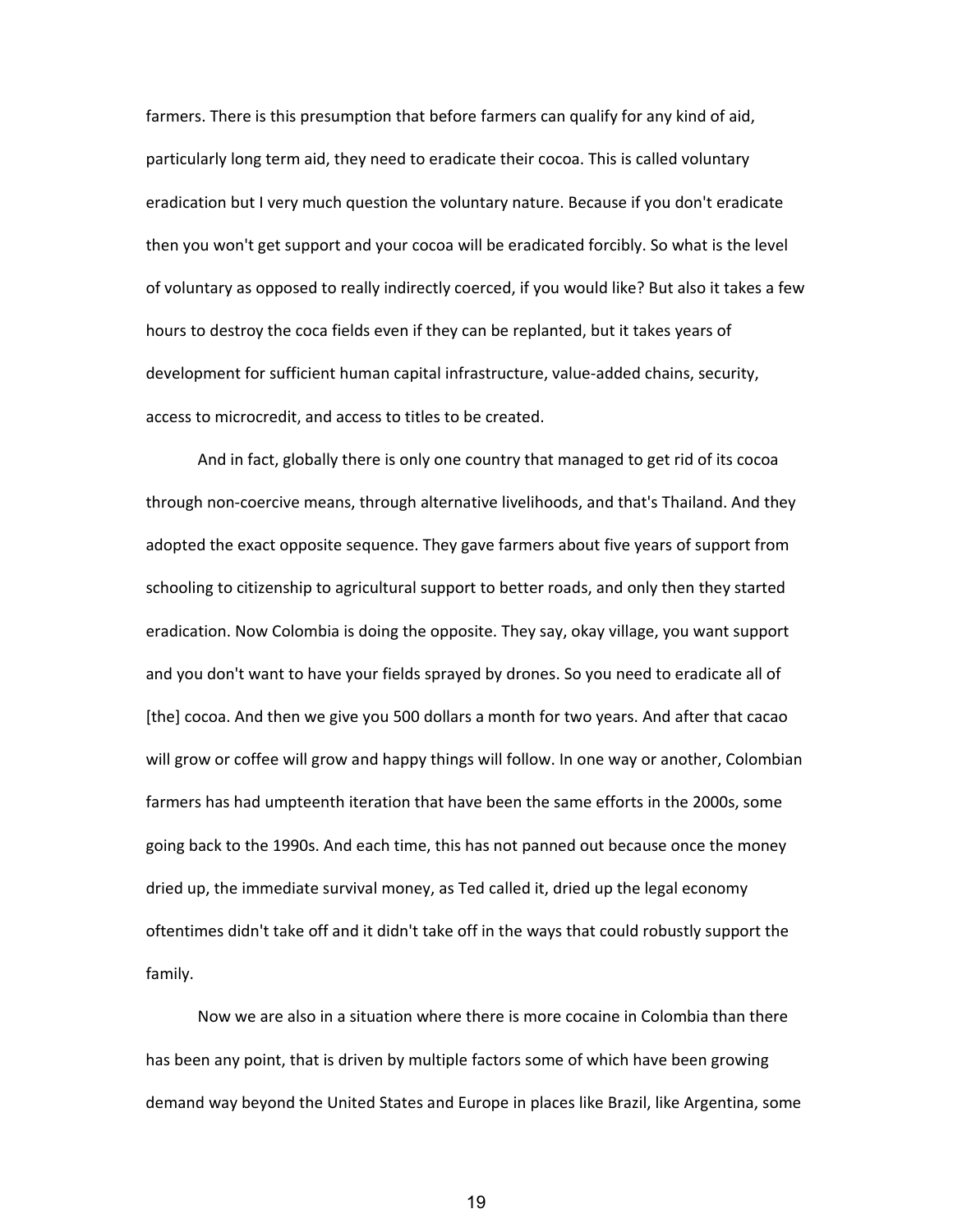farmers. There is this presumption that before farmers can qualify for any kind of aid, particularly long term aid, they need to eradicate their cocoa. This is called voluntary eradication but I very much question the voluntary nature. Because if you don't eradicate then you won't get support and your cocoa will be eradicated forcibly. So what is the level of voluntary as opposed to really indirectly coerced, if you would like? But also it takes a few hours to destroy the coca fields even if they can be replanted, but it takes years of development for sufficient human capital infrastructure, value-added chains, security, access to microcredit, and access to titles to be created.

And in fact, globally there is only one country that managed to get rid of its cocoa through non-coercive means, through alternative livelihoods, and that's Thailand. And they adopted the exact opposite sequence. They gave farmers about five years of support from schooling to citizenship to agricultural support to better roads, and only then they started eradication. Now Colombia is doing the opposite. They say, okay village, you want support and you don't want to have your fields sprayed by drones. So you need to eradicate all of [the] cocoa. And then we give you 500 dollars a month for two years. And after that cacao will grow or coffee will grow and happy things will follow. In one way or another, Colombian farmers has had umpteenth iteration that have been the same efforts in the 2000s, some going back to the 1990s. And each time, this has not panned out because once the money dried up, the immediate survival money, as Ted called it, dried up the legal economy oftentimes didn't take off and it didn't take off in the ways that could robustly support the family.

Now we are also in a situation where there is more cocaine in Colombia than there has been any point, that is driven by multiple factors some of which have been growing demand way beyond the United States and Europe in places like Brazil, like Argentina, some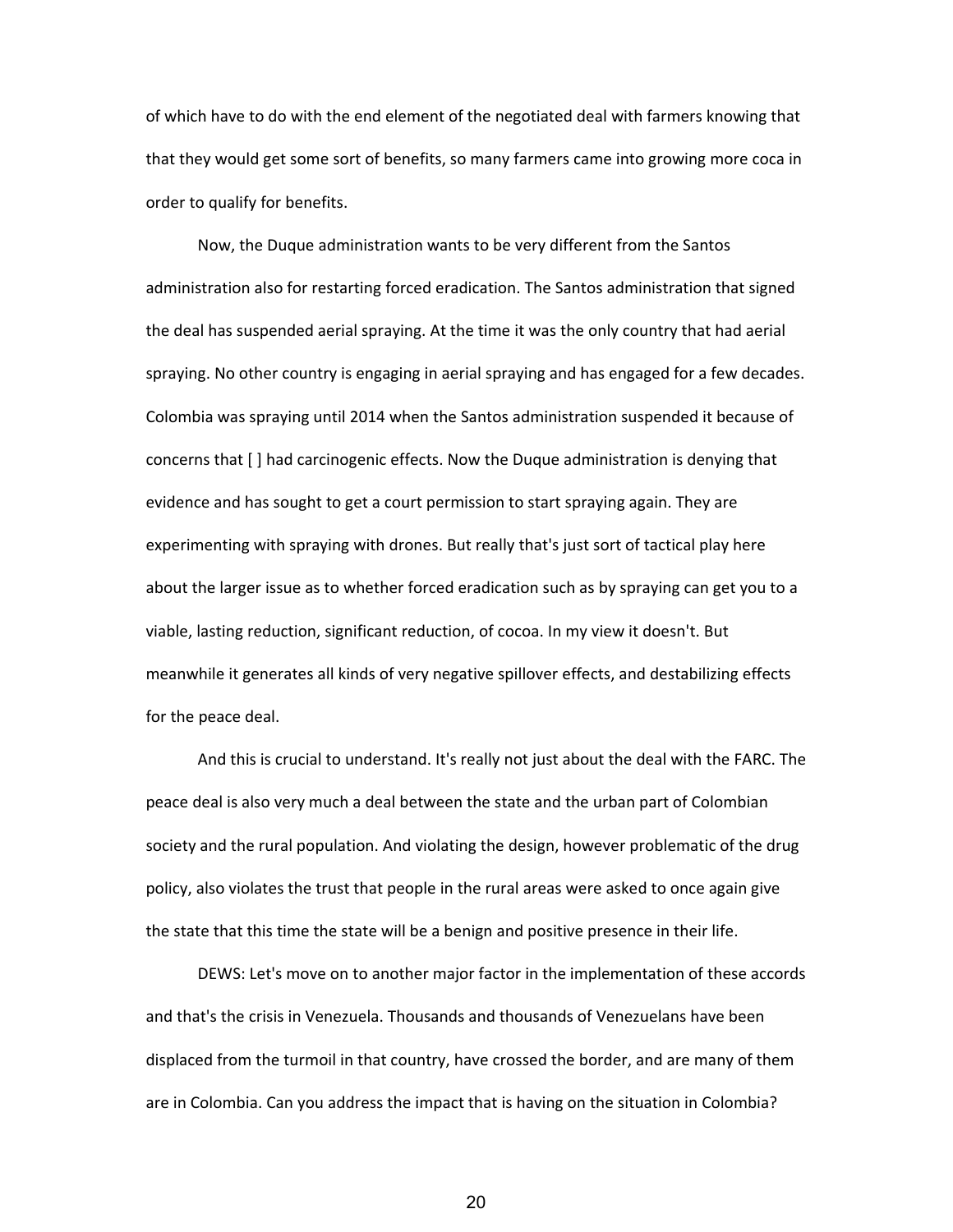of which have to do with the end element of the negotiated deal with farmers knowing that that they would get some sort of benefits, so many farmers came into growing more coca in order to qualify for benefits.

Now, the Duque administration wants to be very different from the Santos administration also for restarting forced eradication. The Santos administration that signed the deal has suspended aerial spraying. At the time it was the only country that had aerial spraying. No other country is engaging in aerial spraying and has engaged for a few decades. Colombia was spraying until 2014 when the Santos administration suspended it because of concerns that [ ] had carcinogenic effects. Now the Duque administration is denying that evidence and has sought to get a court permission to start spraying again. They are experimenting with spraying with drones. But really that's just sort of tactical play here about the larger issue as to whether forced eradication such as by spraying can get you to a viable, lasting reduction, significant reduction, of cocoa. In my view it doesn't. But meanwhile it generates all kinds of very negative spillover effects, and destabilizing effects for the peace deal.

And this is crucial to understand. It's really not just about the deal with the FARC. The peace deal is also very much a deal between the state and the urban part of Colombian society and the rural population. And violating the design, however problematic of the drug policy, also violates the trust that people in the rural areas were asked to once again give the state that this time the state will be a benign and positive presence in their life.

DEWS: Let's move on to another major factor in the implementation of these accords and that's the crisis in Venezuela. Thousands and thousands of Venezuelans have been displaced from the turmoil in that country, have crossed the border, and are many of them are in Colombia. Can you address the impact that is having on the situation in Colombia?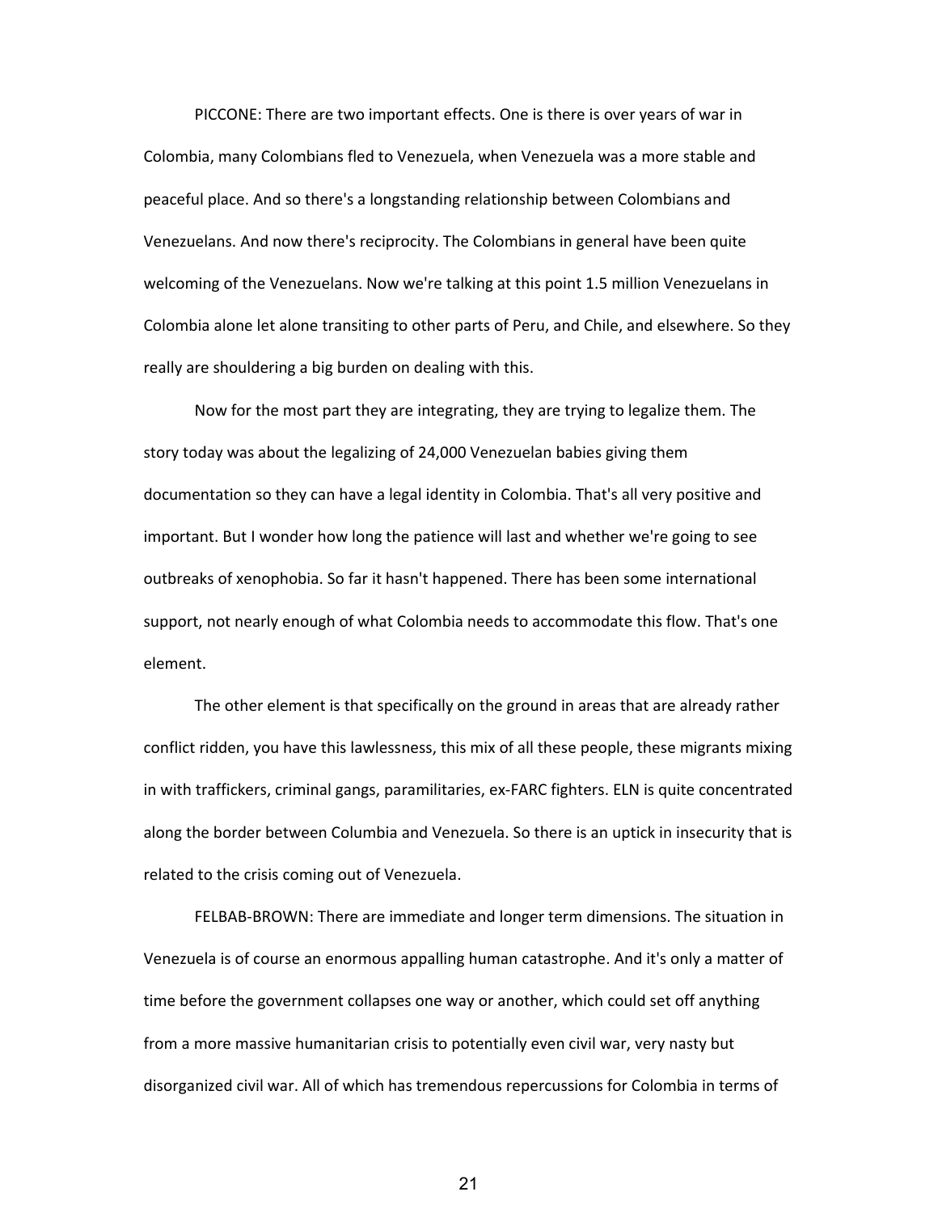PICCONE: There are two important effects. One is there is over years of war in Colombia, many Colombians fled to Venezuela, when Venezuela was a more stable and peaceful place. And so there's a longstanding relationship between Colombians and Venezuelans. And now there's reciprocity. The Colombians in general have been quite welcoming of the Venezuelans. Now we're talking at this point 1.5 million Venezuelans in Colombia alone let alone transiting to other parts of Peru, and Chile, and elsewhere. So they really are shouldering a big burden on dealing with this.

Now for the most part they are integrating, they are trying to legalize them. The story today was about the legalizing of 24,000 Venezuelan babies giving them documentation so they can have a legal identity in Colombia. That's all very positive and important. But I wonder how long the patience will last and whether we're going to see outbreaks of xenophobia. So far it hasn't happened. There has been some international support, not nearly enough of what Colombia needs to accommodate this flow. That's one element.

The other element is that specifically on the ground in areas that are already rather conflict ridden, you have this lawlessness, this mix of all these people, these migrants mixing in with traffickers, criminal gangs, paramilitaries, ex-FARC fighters. ELN is quite concentrated along the border between Columbia and Venezuela. So there is an uptick in insecurity that is related to the crisis coming out of Venezuela.

FELBAB-BROWN: There are immediate and longer term dimensions. The situation in Venezuela is of course an enormous appalling human catastrophe. And it's only a matter of time before the government collapses one way or another, which could set off anything from a more massive humanitarian crisis to potentially even civil war, very nasty but disorganized civil war. All of which has tremendous repercussions for Colombia in terms of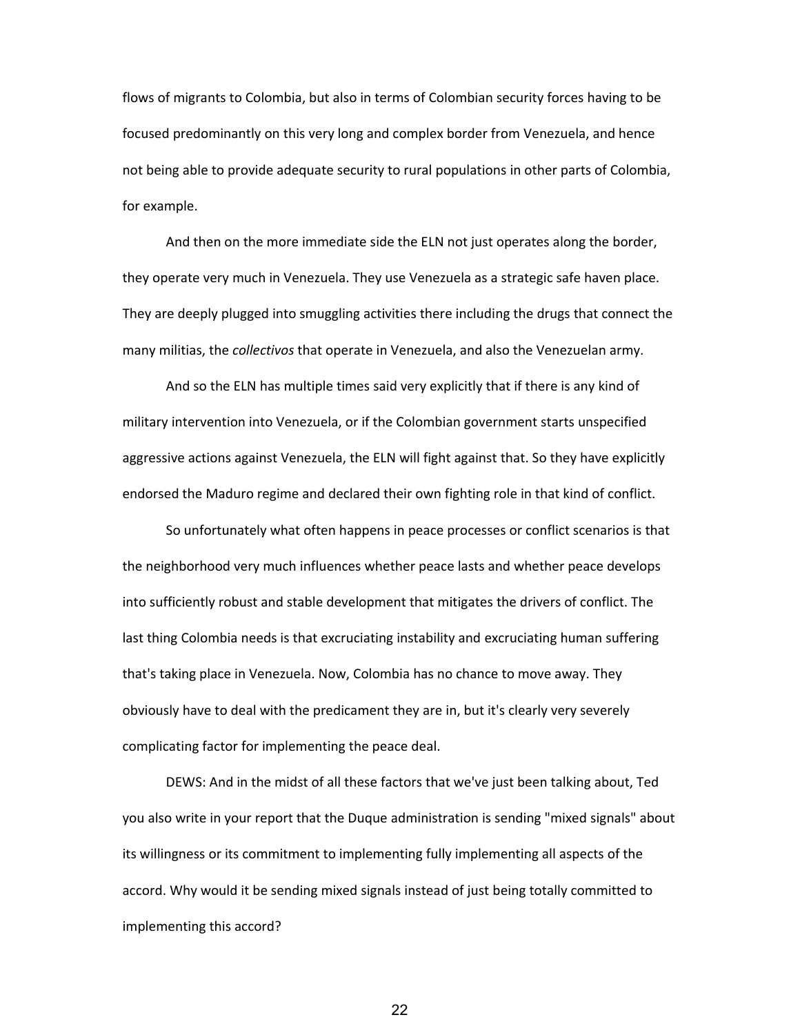flows of migrants to Colombia, but also in terms of Colombian security forces having to be focused predominantly on this very long and complex border from Venezuela, and hence not being able to provide adequate security to rural populations in other parts of Colombia, for example.

And then on the more immediate side the ELN not just operates along the border, they operate very much in Venezuela. They use Venezuela as a strategic safe haven place. They are deeply plugged into smuggling activities there including the drugs that connect the many militias, the *collectivos* that operate in Venezuela, and also the Venezuelan army.

And so the ELN has multiple times said very explicitly that if there is any kind of military intervention into Venezuela, or if the Colombian government starts unspecified aggressive actions against Venezuela, the ELN will fight against that. So they have explicitly endorsed the Maduro regime and declared their own fighting role in that kind of conflict.

So unfortunately what often happens in peace processes or conflict scenarios is that the neighborhood very much influences whether peace lasts and whether peace develops into sufficiently robust and stable development that mitigates the drivers of conflict. The last thing Colombia needs is that excruciating instability and excruciating human suffering that's taking place in Venezuela. Now, Colombia has no chance to move away. They obviously have to deal with the predicament they are in, but it's clearly very severely complicating factor for implementing the peace deal.

DEWS: And in the midst of all these factors that we've just been talking about, Ted you also write in your report that the Duque administration is sending "mixed signals" about its willingness or its commitment to implementing fully implementing all aspects of the accord. Why would it be sending mixed signals instead of just being totally committed to implementing this accord?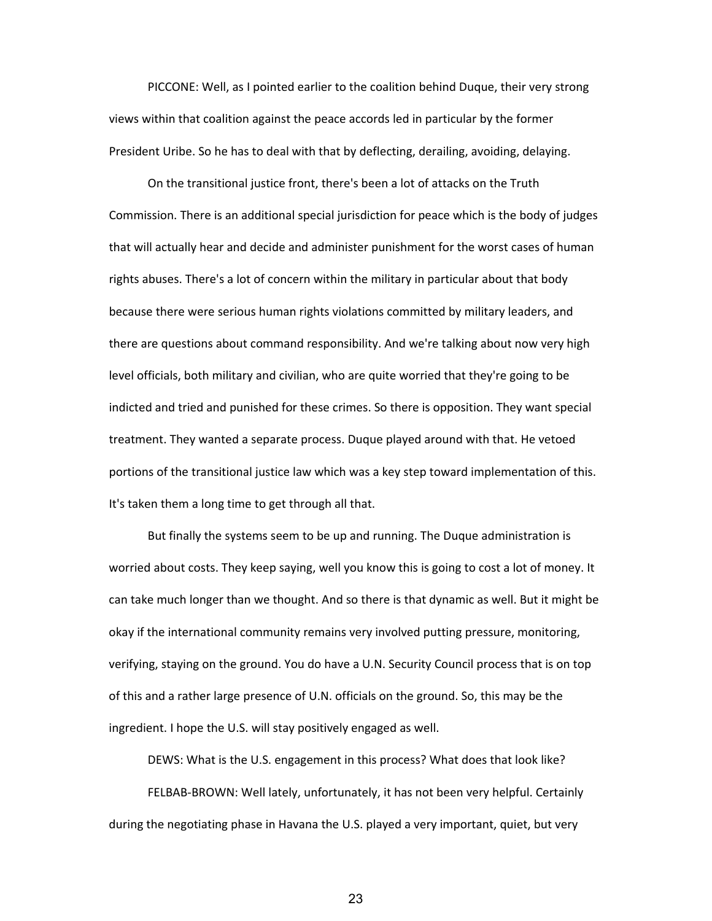PICCONE: Well, as I pointed earlier to the coalition behind Duque, their very strong views within that coalition against the peace accords led in particular by the former President Uribe. So he has to deal with that by deflecting, derailing, avoiding, delaying.

On the transitional justice front, there's been a lot of attacks on the Truth Commission. There is an additional special jurisdiction for peace which is the body of judges that will actually hear and decide and administer punishment for the worst cases of human rights abuses. There's a lot of concern within the military in particular about that body because there were serious human rights violations committed by military leaders, and there are questions about command responsibility. And we're talking about now very high level officials, both military and civilian, who are quite worried that they're going to be indicted and tried and punished for these crimes. So there is opposition. They want special treatment. They wanted a separate process. Duque played around with that. He vetoed portions of the transitional justice law which was a key step toward implementation of this. It's taken them a long time to get through all that.

But finally the systems seem to be up and running. The Duque administration is worried about costs. They keep saying, well you know this is going to cost a lot of money. It can take much longer than we thought. And so there is that dynamic as well. But it might be okay if the international community remains very involved putting pressure, monitoring, verifying, staying on the ground. You do have a U.N. Security Council process that is on top of this and a rather large presence of U.N. officials on the ground. So, this may be the ingredient. I hope the U.S. will stay positively engaged as well.

DEWS: What is the U.S. engagement in this process? What does that look like?

FELBAB-BROWN: Well lately, unfortunately, it has not been very helpful. Certainly during the negotiating phase in Havana the U.S. played a very important, quiet, but very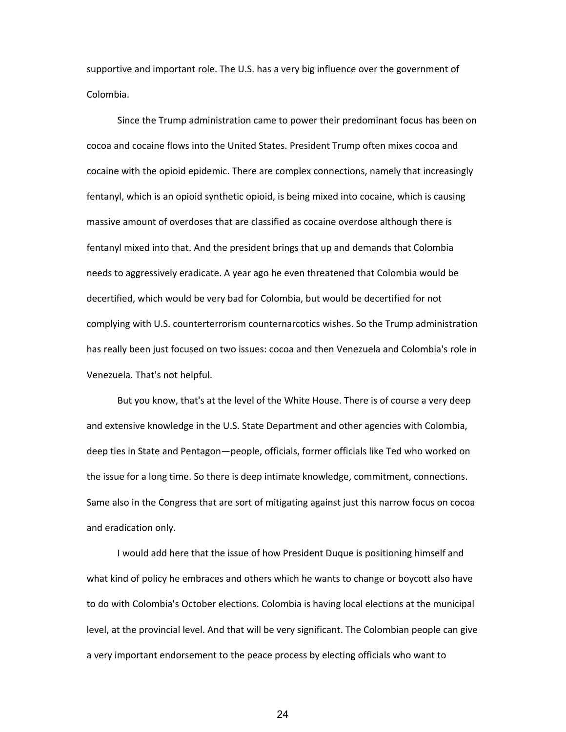supportive and important role. The U.S. has a very big influence over the government of Colombia.

Since the Trump administration came to power their predominant focus has been on cocoa and cocaine flows into the United States. President Trump often mixes cocoa and cocaine with the opioid epidemic. There are complex connections, namely that increasingly fentanyl, which is an opioid synthetic opioid, is being mixed into cocaine, which is causing massive amount of overdoses that are classified as cocaine overdose although there is fentanyl mixed into that. And the president brings that up and demands that Colombia needs to aggressively eradicate. A year ago he even threatened that Colombia would be decertified, which would be very bad for Colombia, but would be decertified for not complying with U.S. counterterrorism counternarcotics wishes. So the Trump administration has really been just focused on two issues: cocoa and then Venezuela and Colombia's role in Venezuela. That's not helpful.

But you know, that's at the level of the White House. There is of course a very deep and extensive knowledge in the U.S. State Department and other agencies with Colombia, deep ties in State and Pentagon—people, officials, former officials like Ted who worked on the issue for a long time. So there is deep intimate knowledge, commitment, connections. Same also in the Congress that are sort of mitigating against just this narrow focus on cocoa and eradication only.

I would add here that the issue of how President Duque is positioning himself and what kind of policy he embraces and others which he wants to change or boycott also have to do with Colombia's October elections. Colombia is having local elections at the municipal level, at the provincial level. And that will be very significant. The Colombian people can give a very important endorsement to the peace process by electing officials who want to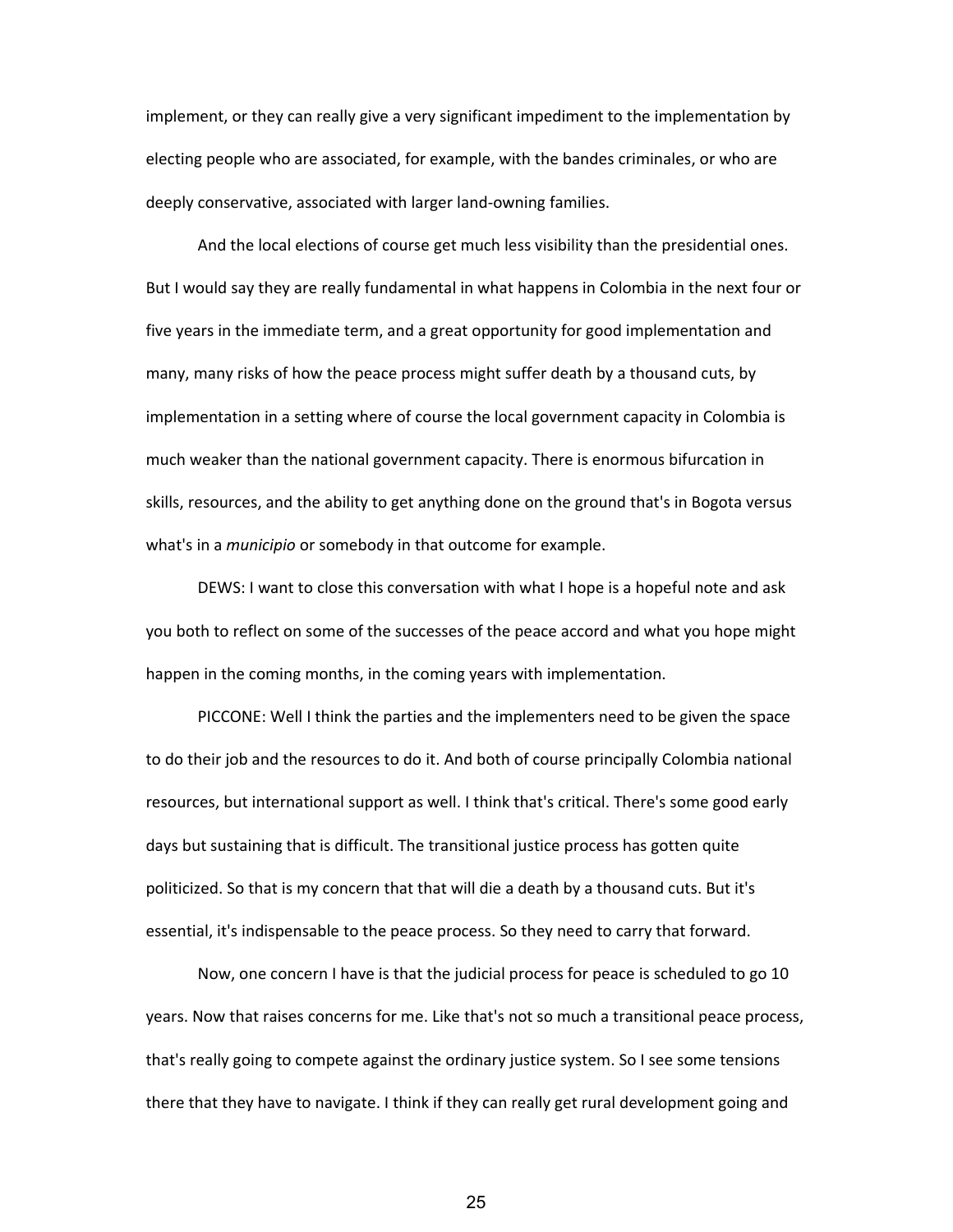implement, or they can really give a very significant impediment to the implementation by electing people who are associated, for example, with the bandes criminales, or who are deeply conservative, associated with larger land-owning families.

And the local elections of course get much less visibility than the presidential ones. But I would say they are really fundamental in what happens in Colombia in the next four or five years in the immediate term, and a great opportunity for good implementation and many, many risks of how the peace process might suffer death by a thousand cuts, by implementation in a setting where of course the local government capacity in Colombia is much weaker than the national government capacity. There is enormous bifurcation in skills, resources, and the ability to get anything done on the ground that's in Bogota versus what's in a *municipio* or somebody in that outcome for example.

DEWS: I want to close this conversation with what I hope is a hopeful note and ask you both to reflect on some of the successes of the peace accord and what you hope might happen in the coming months, in the coming years with implementation.

PICCONE: Well I think the parties and the implementers need to be given the space to do their job and the resources to do it. And both of course principally Colombia national resources, but international support as well. I think that's critical. There's some good early days but sustaining that is difficult. The transitional justice process has gotten quite politicized. So that is my concern that that will die a death by a thousand cuts. But it's essential, it's indispensable to the peace process. So they need to carry that forward.

Now, one concern I have is that the judicial process for peace is scheduled to go 10 years. Now that raises concerns for me. Like that's not so much a transitional peace process, that's really going to compete against the ordinary justice system. So I see some tensions there that they have to navigate. I think if they can really get rural development going and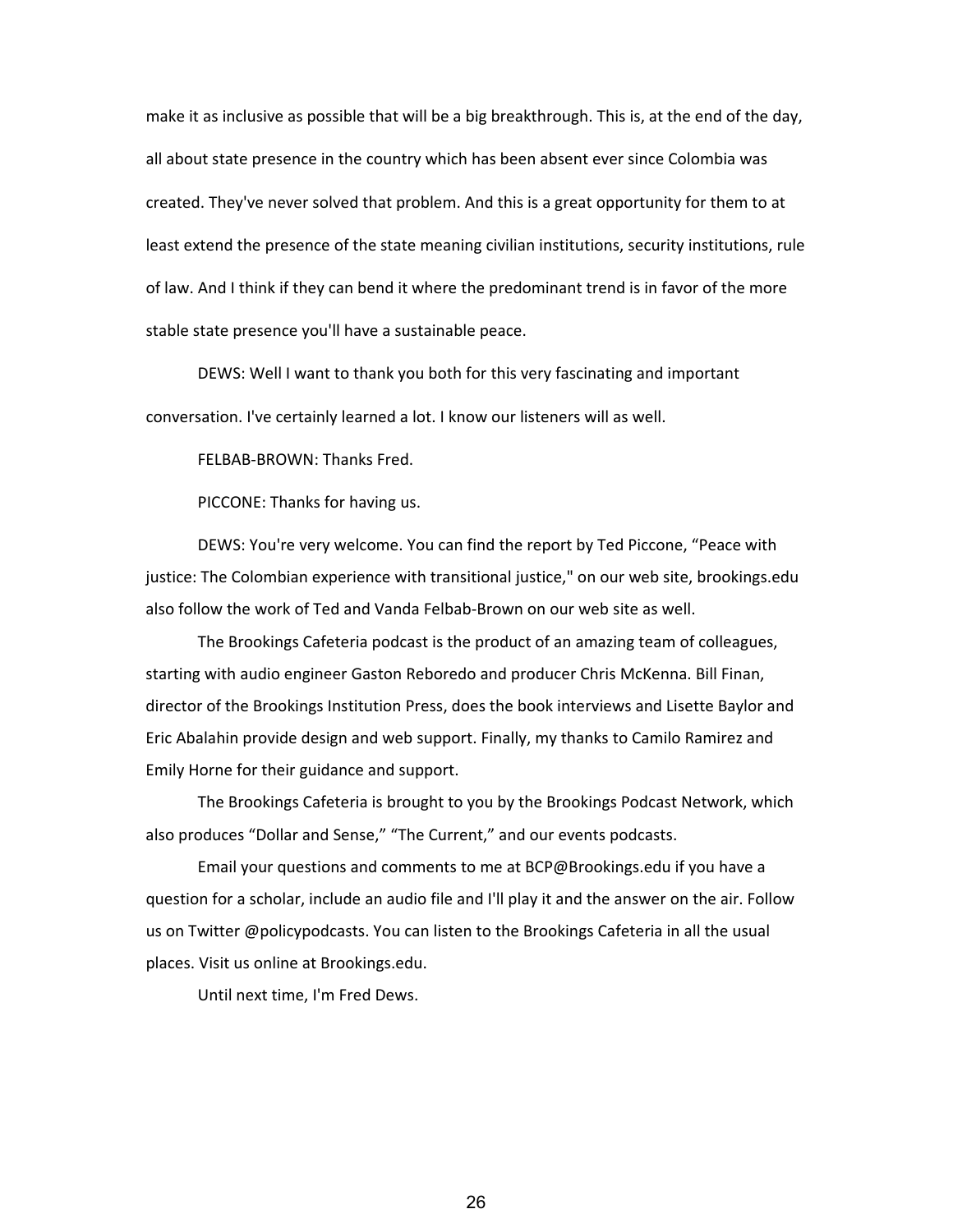make it as inclusive as possible that will be a big breakthrough. This is, at the end of the day, all about state presence in the country which has been absent ever since Colombia was created. They've never solved that problem. And this is a great opportunity for them to at least extend the presence of the state meaning civilian institutions, security institutions, rule of law. And I think if they can bend it where the predominant trend is in favor of the more stable state presence you'll have a sustainable peace.

DEWS: Well I want to thank you both for this very fascinating and important conversation. I've certainly learned a lot. I know our listeners will as well.

FELBAB-BROWN: Thanks Fred.

PICCONE: Thanks for having us.

DEWS: You're very welcome. You can find the report by Ted Piccone, “Peace with justice: The Colombian experience with transitional justice," on our web site, brookings.edu also follow the work of Ted and Vanda Felbab-Brown on our web site as well.

The Brookings Cafeteria podcast is the product of an amazing team of colleagues, starting with audio engineer Gaston Reboredo and producer Chris McKenna. Bill Finan, director of the Brookings Institution Press, does the book interviews and Lisette Baylor and Eric Abalahin provide design and web support. Finally, my thanks to Camilo Ramirez and Emily Horne for their guidance and support.

The Brookings Cafeteria is brought to you by the Brookings Podcast Network, which also produces “Dollar and Sense,” “The Current,” and our events podcasts.

Email your questions and comments to me at BCP@Brookings.edu if you have a question for a scholar, include an audio file and I'll play it and the answer on the air. Follow us on Twitter @policypodcasts. You can listen to the Brookings Cafeteria in all the usual places. Visit us online at Brookings.edu.

Until next time, I'm Fred Dews.